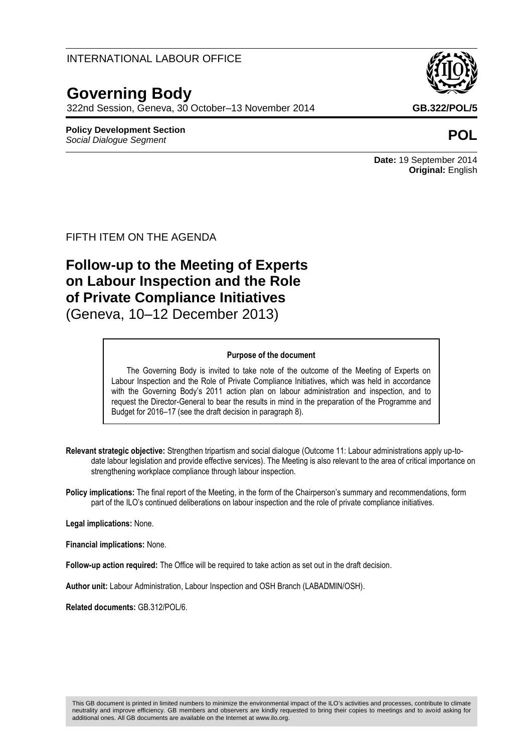INTERNATIONAL LABOUR OFFICE

# Governing Body

322nd Session, Geneva, 30 October–13 November 2014

**GB.322/POL/5**

**Policy Development Section**
*Social Dialogue Segment*

**POL**

**Date:** 19 September 2014
**Original:** English

FIFTH ITEM ON THE AGENDA

## Follow-up to the Meeting of Experts on Labour Inspection and the Role of Private Compliance Initiatives

(Geneva, 10–12 December 2013)

**Purpose of the document**

The Governing Body is invited to take note of the outcome of the Meeting of Experts on Labour Inspection and the Role of Private Compliance Initiatives, which was held in accordance with the Governing Body's 2011 action plan on labour administration and inspection, and to request the Director-General to bear the results in mind in the preparation of the Programme and Budget for 2016–17 (see the draft decision in paragraph 8).

**Relevant strategic objective:** Strengthen tripartism and social dialogue (Outcome 11: Labour administrations apply up-to-date labour legislation and provide effective services). The Meeting is also relevant to the area of critical importance on strengthening workplace compliance through labour inspection.

**Policy implications:** The final report of the Meeting, in the form of the Chairperson's summary and recommendations, form part of the ILO's continued deliberations on labour inspection and the role of private compliance initiatives.

**Legal implications:** None.

**Financial implications:** None.

**Follow-up action required:** The Office will be required to take action as set out in the draft decision.

**Author unit:** Labour Administration, Labour Inspection and OSH Branch (LABADMIN/OSH).

**Related documents:** GB.312/POL/6.

This GB document is printed in limited numbers to minimize the environmental impact of the ILO's activities and processes, contribute to climate neutrality and improve efficiency. GB members and observers are kindly requested to bring their copies to meetings and to avoid asking for additional ones. All GB documents are available on the Internet at www.ilo.org.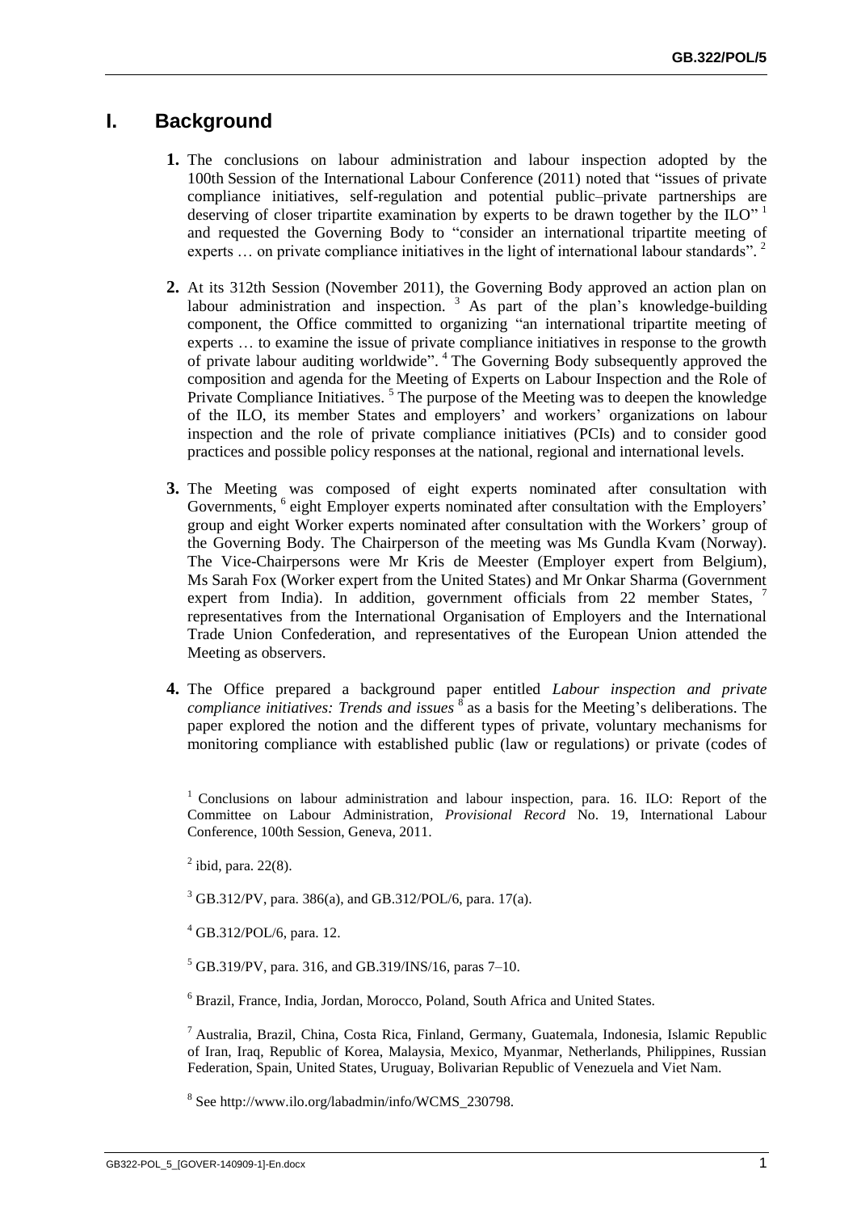## I. Background

**1.** The conclusions on labour administration and labour inspection adopted by the 100th Session of the International Labour Conference (2011) noted that "issues of private compliance initiatives, self-regulation and potential public–private partnerships are deserving of closer tripartite examination by experts to be drawn together by the ILO" [1] and requested the Governing Body to "consider an international tripartite meeting of experts … on private compliance initiatives in the light of international labour standards". [2]

**2.** At its 312th Session (November 2011), the Governing Body approved an action plan on labour administration and inspection. [3] As part of the plan's knowledge-building component, the Office committed to organizing "an international tripartite meeting of experts … to examine the issue of private compliance initiatives in response to the growth of private labour auditing worldwide". [4] The Governing Body subsequently approved the composition and agenda for the Meeting of Experts on Labour Inspection and the Role of Private Compliance Initiatives. [5] The purpose of the Meeting was to deepen the knowledge of the ILO, its member States and employers' and workers' organizations on labour inspection and the role of private compliance initiatives (PCIs) and to consider good practices and possible policy responses at the national, regional and international levels.

**3.** The Meeting was composed of eight experts nominated after consultation with Governments, [6] eight Employer experts nominated after consultation with the Employers' group and eight Worker experts nominated after consultation with the Workers' group of the Governing Body. The Chairperson of the meeting was Ms Gundla Kvam (Norway). The Vice-Chairpersons were Mr Kris de Meester (Employer expert from Belgium), Ms Sarah Fox (Worker expert from the United States) and Mr Onkar Sharma (Government expert from India). In addition, government officials from 22 member States, [7] representatives from the International Organisation of Employers and the International Trade Union Confederation, and representatives of the European Union attended the Meeting as observers.

**4.** The Office prepared a background paper entitled *Labour inspection and private compliance initiatives: Trends and issues* [8] as a basis for the Meeting's deliberations. The paper explored the notion and the different types of private, voluntary mechanisms for monitoring compliance with established public (law or regulations) or private (codes of

---

[1] Conclusions on labour administration and labour inspection, para. 16. ILO: Report of the Committee on Labour Administration, *Provisional Record* No. 19, International Labour Conference, 100th Session, Geneva, 2011.

[2] ibid, para. 22(8).

[3] GB.312/PV, para. 386(a), and GB.312/POL/6, para. 17(a).

[4] GB.312/POL/6, para. 12.

[5] GB.319/PV, para. 316, and GB.319/INS/16, paras 7–10.

[6] Brazil, France, India, Jordan, Morocco, Poland, South Africa and United States.

[7] Australia, Brazil, China, Costa Rica, Finland, Germany, Guatemala, Indonesia, Islamic Republic of Iran, Iraq, Republic of Korea, Malaysia, Mexico, Myanmar, Netherlands, Philippines, Russian Federation, Spain, United States, Uruguay, Bolivarian Republic of Venezuela and Viet Nam.

[8] See http://www.ilo.org/labadmin/info/WCMS_230798.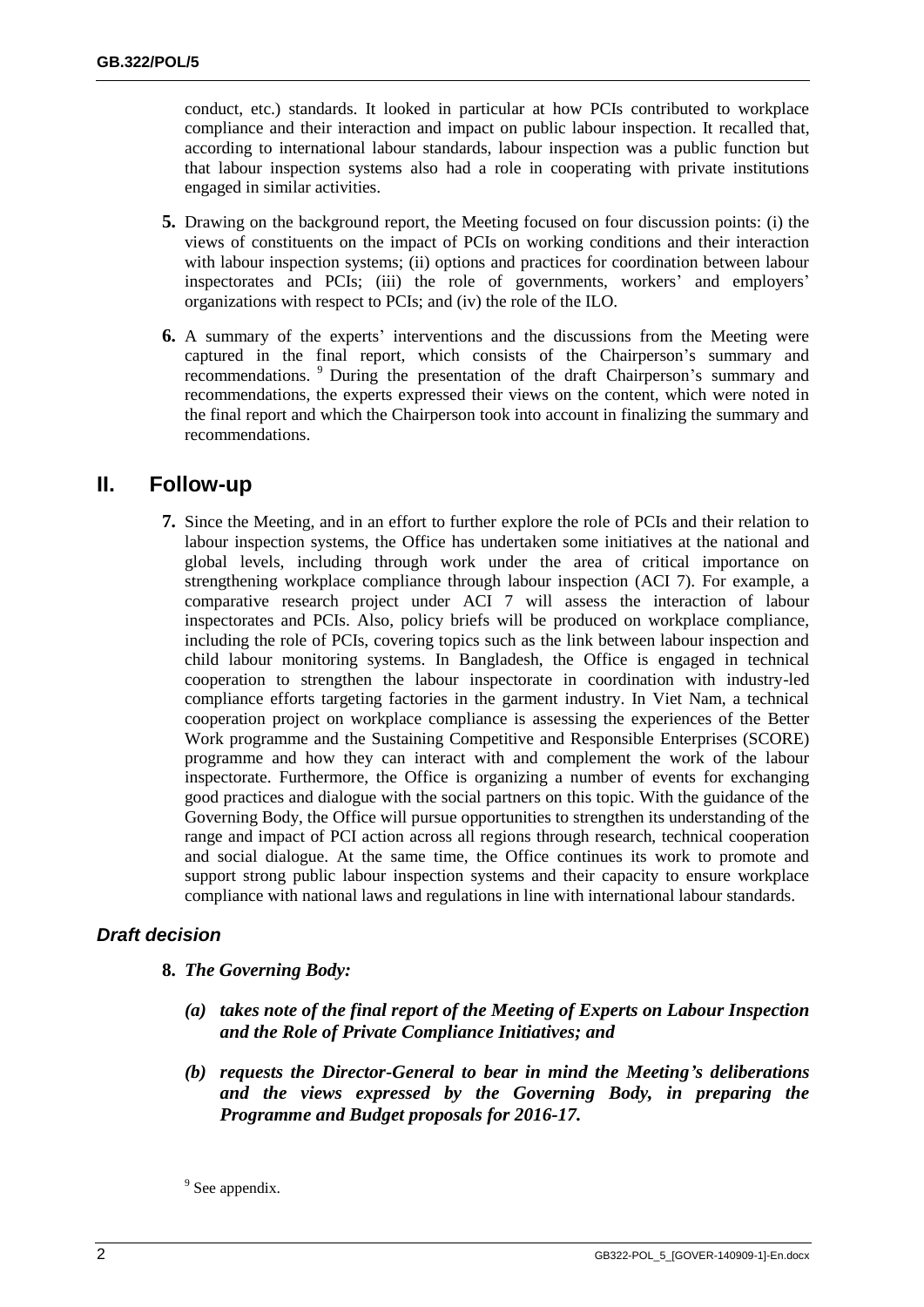conduct, etc.) standards. It looked in particular at how PCIs contributed to workplace compliance and their interaction and impact on public labour inspection. It recalled that, according to international labour standards, labour inspection was a public function but that labour inspection systems also had a role in cooperating with private institutions engaged in similar activities.

**5.** Drawing on the background report, the Meeting focused on four discussion points: (i) the views of constituents on the impact of PCIs on working conditions and their interaction with labour inspection systems; (ii) options and practices for coordination between labour inspectorates and PCIs; (iii) the role of governments, workers' and employers' organizations with respect to PCIs; and (iv) the role of the ILO.

**6.** A summary of the experts' interventions and the discussions from the Meeting were captured in the final report, which consists of the Chairperson's summary and recommendations. [9] During the presentation of the draft Chairperson's summary and recommendations, the experts expressed their views on the content, which were noted in the final report and which the Chairperson took into account in finalizing the summary and recommendations.

## II. Follow-up

**7.** Since the Meeting, and in an effort to further explore the role of PCIs and their relation to labour inspection systems, the Office has undertaken some initiatives at the national and global levels, including through work under the area of critical importance on strengthening workplace compliance through labour inspection (ACI 7). For example, a comparative research project under ACI 7 will assess the interaction of labour inspectorates and PCIs. Also, policy briefs will be produced on workplace compliance, including the role of PCIs, covering topics such as the link between labour inspection and child labour monitoring systems. In Bangladesh, the Office is engaged in technical cooperation to strengthen the labour inspectorate in coordination with industry-led compliance efforts targeting factories in the garment industry. In Viet Nam, a technical cooperation project on workplace compliance is assessing the experiences of the Better Work programme and the Sustaining Competitive and Responsible Enterprises (SCORE) programme and how they can interact with and complement the work of the labour inspectorate. Furthermore, the Office is organizing a number of events for exchanging good practices and dialogue with the social partners on this topic. With the guidance of the Governing Body, the Office will pursue opportunities to strengthen its understanding of the range and impact of PCI action across all regions through research, technical cooperation and social dialogue. At the same time, the Office continues its work to promote and support strong public labour inspection systems and their capacity to ensure workplace compliance with national laws and regulations in line with international labour standards.

### *Draft decision*

**8.** ***The Governing Body:***

***(a) takes note of the final report of the Meeting of Experts on Labour Inspection and the Role of Private Compliance Initiatives; and***

***(b) requests the Director-General to bear in mind the Meeting's deliberations and the views expressed by the Governing Body, in preparing the Programme and Budget proposals for 2016-17.***

---

[9] See appendix.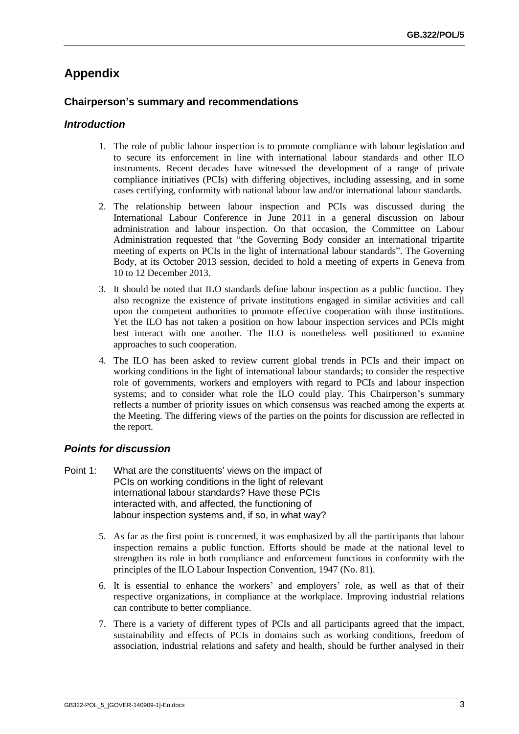# Appendix

## Chairperson's summary and recommendations

### *Introduction*

1. The role of public labour inspection is to promote compliance with labour legislation and to secure its enforcement in line with international labour standards and other ILO instruments. Recent decades have witnessed the development of a range of private compliance initiatives (PCIs) with differing objectives, including assessing, and in some cases certifying, conformity with national labour law and/or international labour standards.

2. The relationship between labour inspection and PCIs was discussed during the International Labour Conference in June 2011 in a general discussion on labour administration and labour inspection. On that occasion, the Committee on Labour Administration requested that "the Governing Body consider an international tripartite meeting of experts on PCIs in the light of international labour standards". The Governing Body, at its October 2013 session, decided to hold a meeting of experts in Geneva from 10 to 12 December 2013.

3. It should be noted that ILO standards define labour inspection as a public function. They also recognize the existence of private institutions engaged in similar activities and call upon the competent authorities to promote effective cooperation with those institutions. Yet the ILO has not taken a position on how labour inspection services and PCIs might best interact with one another. The ILO is nonetheless well positioned to examine approaches to such cooperation.

4. The ILO has been asked to review current global trends in PCIs and their impact on working conditions in the light of international labour standards; to consider the respective role of governments, workers and employers with regard to PCIs and labour inspection systems; and to consider what role the ILO could play. This Chairperson's summary reflects a number of priority issues on which consensus was reached among the experts at the Meeting. The differing views of the parties on the points for discussion are reflected in the report.

### *Points for discussion*

Point 1: What are the constituents' views on the impact of PCIs on working conditions in the light of relevant international labour standards? Have these PCIs interacted with, and affected, the functioning of labour inspection systems and, if so, in what way?

5. As far as the first point is concerned, it was emphasized by all the participants that labour inspection remains a public function. Efforts should be made at the national level to strengthen its role in both compliance and enforcement functions in conformity with the principles of the ILO Labour Inspection Convention, 1947 (No. 81).

6. It is essential to enhance the workers' and employers' role, as well as that of their respective organizations, in compliance at the workplace. Improving industrial relations can contribute to better compliance.

7. There is a variety of different types of PCIs and all participants agreed that the impact, sustainability and effects of PCIs in domains such as working conditions, freedom of association, industrial relations and safety and health, should be further analysed in their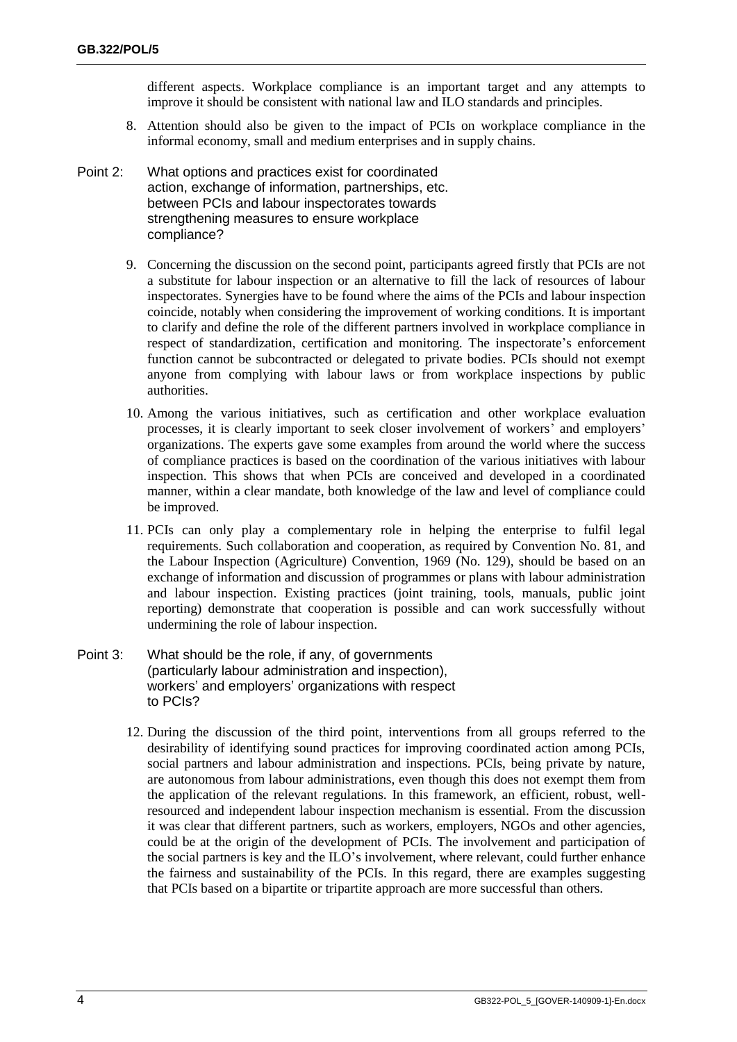different aspects. Workplace compliance is an important target and any attempts to improve it should be consistent with national law and ILO standards and principles.

8. Attention should also be given to the impact of PCIs on workplace compliance in the informal economy, small and medium enterprises and in supply chains.

Point 2: What options and practices exist for coordinated action, exchange of information, partnerships, etc. between PCIs and labour inspectorates towards strengthening measures to ensure workplace compliance?

9. Concerning the discussion on the second point, participants agreed firstly that PCIs are not a substitute for labour inspection or an alternative to fill the lack of resources of labour inspectorates. Synergies have to be found where the aims of the PCIs and labour inspection coincide, notably when considering the improvement of working conditions. It is important to clarify and define the role of the different partners involved in workplace compliance in respect of standardization, certification and monitoring. The inspectorate's enforcement function cannot be subcontracted or delegated to private bodies. PCIs should not exempt anyone from complying with labour laws or from workplace inspections by public authorities.

10. Among the various initiatives, such as certification and other workplace evaluation processes, it is clearly important to seek closer involvement of workers' and employers' organizations. The experts gave some examples from around the world where the success of compliance practices is based on the coordination of the various initiatives with labour inspection. This shows that when PCIs are conceived and developed in a coordinated manner, within a clear mandate, both knowledge of the law and level of compliance could be improved.

11. PCIs can only play a complementary role in helping the enterprise to fulfil legal requirements. Such collaboration and cooperation, as required by Convention No. 81, and the Labour Inspection (Agriculture) Convention, 1969 (No. 129), should be based on an exchange of information and discussion of programmes or plans with labour administration and labour inspection. Existing practices (joint training, tools, manuals, public joint reporting) demonstrate that cooperation is possible and can work successfully without undermining the role of labour inspection.

Point 3: What should be the role, if any, of governments (particularly labour administration and inspection), workers' and employers' organizations with respect to PCIs?

12. During the discussion of the third point, interventions from all groups referred to the desirability of identifying sound practices for improving coordinated action among PCIs, social partners and labour administration and inspections. PCIs, being private by nature, are autonomous from labour administrations, even though this does not exempt them from the application of the relevant regulations. In this framework, an efficient, robust, well-resourced and independent labour inspection mechanism is essential. From the discussion it was clear that different partners, such as workers, employers, NGOs and other agencies, could be at the origin of the development of PCIs. The involvement and participation of the social partners is key and the ILO's involvement, where relevant, could further enhance the fairness and sustainability of the PCIs. In this regard, there are examples suggesting that PCIs based on a bipartite or tripartite approach are more successful than others.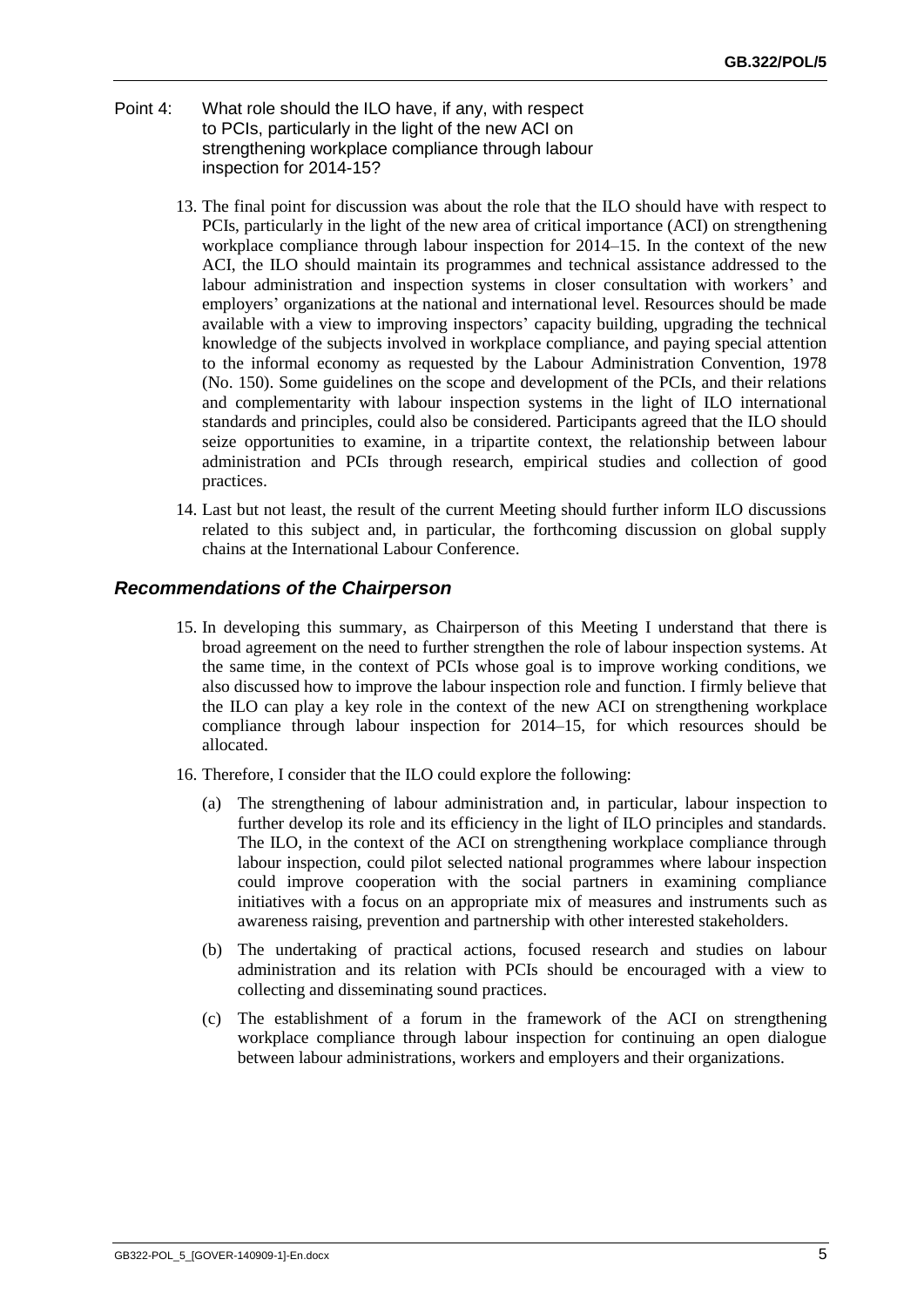Point 4: What role should the ILO have, if any, with respect to PCIs, particularly in the light of the new ACI on strengthening workplace compliance through labour inspection for 2014-15?

13. The final point for discussion was about the role that the ILO should have with respect to PCIs, particularly in the light of the new area of critical importance (ACI) on strengthening workplace compliance through labour inspection for 2014–15. In the context of the new ACI, the ILO should maintain its programmes and technical assistance addressed to the labour administration and inspection systems in closer consultation with workers' and employers' organizations at the national and international level. Resources should be made available with a view to improving inspectors' capacity building, upgrading the technical knowledge of the subjects involved in workplace compliance, and paying special attention to the informal economy as requested by the Labour Administration Convention, 1978 (No. 150). Some guidelines on the scope and development of the PCIs, and their relations and complementarity with labour inspection systems in the light of ILO international standards and principles, could also be considered. Participants agreed that the ILO should seize opportunities to examine, in a tripartite context, the relationship between labour administration and PCIs through research, empirical studies and collection of good practices.

14. Last but not least, the result of the current Meeting should further inform ILO discussions related to this subject and, in particular, the forthcoming discussion on global supply chains at the International Labour Conference.

### *Recommendations of the Chairperson*

15. In developing this summary, as Chairperson of this Meeting I understand that there is broad agreement on the need to further strengthen the role of labour inspection systems. At the same time, in the context of PCIs whose goal is to improve working conditions, we also discussed how to improve the labour inspection role and function. I firmly believe that the ILO can play a key role in the context of the new ACI on strengthening workplace compliance through labour inspection for 2014–15, for which resources should be allocated.

16. Therefore, I consider that the ILO could explore the following:

   (a) The strengthening of labour administration and, in particular, labour inspection to further develop its role and its efficiency in the light of ILO principles and standards. The ILO, in the context of the ACI on strengthening workplace compliance through labour inspection, could pilot selected national programmes where labour inspection could improve cooperation with the social partners in examining compliance initiatives with a focus on an appropriate mix of measures and instruments such as awareness raising, prevention and partnership with other interested stakeholders.

   (b) The undertaking of practical actions, focused research and studies on labour administration and its relation with PCIs should be encouraged with a view to collecting and disseminating sound practices.

   (c) The establishment of a forum in the framework of the ACI on strengthening workplace compliance through labour inspection for continuing an open dialogue between labour administrations, workers and employers and their organizations.